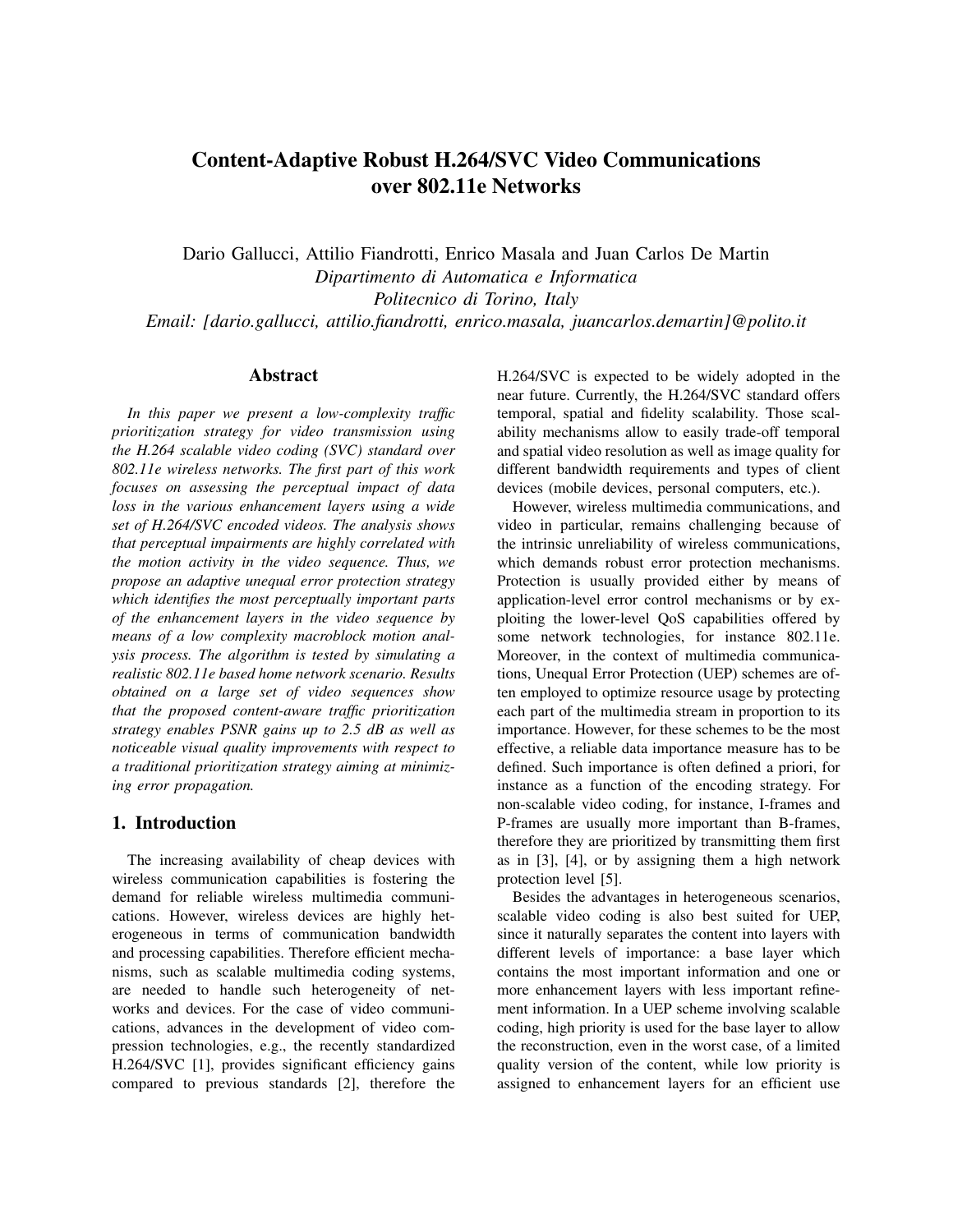# Content-Adaptive Robust H.264/SVC Video Communications over 802.11e Networks

Dario Gallucci, Attilio Fiandrotti, Enrico Masala and Juan Carlos De Martin
*Dipartimento di Automatica e Informatica*
*Politecnico di Torino, Italy*
*Email: [dario.gallucci, attilio.fiandrotti, enrico.masala, juancarlos.demartin]@polito.it*

## Abstract

*In this paper we present a low-complexity traffic prioritization strategy for video transmission using the H.264 scalable video coding (SVC) standard over 802.11e wireless networks. The first part of this work focuses on assessing the perceptual impact of data loss in the various enhancement layers using a wide set of H.264/SVC encoded videos. The analysis shows that perceptual impairments are highly correlated with the motion activity in the video sequence. Thus, we propose an adaptive unequal error protection strategy which identifies the most perceptually important parts of the enhancement layers in the video sequence by means of a low complexity macroblock motion analysis process. The algorithm is tested by simulating a realistic 802.11e based home network scenario. Results obtained on a large set of video sequences show that the proposed content-aware traffic prioritization strategy enables PSNR gains up to 2.5 dB as well as noticeable visual quality improvements with respect to a traditional prioritization strategy aiming at minimizing error propagation.*

## 1. Introduction

The increasing availability of cheap devices with wireless communication capabilities is fostering the demand for reliable wireless multimedia communications. However, wireless devices are highly heterogeneous in terms of communication bandwidth and processing capabilities. Therefore efficient mechanisms, such as scalable multimedia coding systems, are needed to handle such heterogeneity of networks and devices. For the case of video communications, advances in the development of video compression technologies, e.g., the recently standardized H.264/SVC [1], provides significant efficiency gains compared to previous standards [2], therefore the H.264/SVC is expected to be widely adopted in the near future. Currently, the H.264/SVC standard offers temporal, spatial and fidelity scalability. Those scalability mechanisms allow to easily trade-off temporal and spatial video resolution as well as image quality for different bandwidth requirements and types of client devices (mobile devices, personal computers, etc.).

However, wireless multimedia communications, and video in particular, remains challenging because of the intrinsic unreliability of wireless communications, which demands robust error protection mechanisms. Protection is usually provided either by means of application-level error control mechanisms or by exploiting the lower-level QoS capabilities offered by some network technologies, for instance 802.11e. Moreover, in the context of multimedia communications, Unequal Error Protection (UEP) schemes are often employed to optimize resource usage by protecting each part of the multimedia stream in proportion to its importance. However, for these schemes to be the most effective, a reliable data importance measure has to be defined. Such importance is often defined a priori, for instance as a function of the encoding strategy. For non-scalable video coding, for instance, I-frames and P-frames are usually more important than B-frames, therefore they are prioritized by transmitting them first as in [3], [4], or by assigning them a high network protection level [5].

Besides the advantages in heterogeneous scenarios, scalable video coding is also best suited for UEP, since it naturally separates the content into layers with different levels of importance: a base layer which contains the most important information and one or more enhancement layers with less important refinement information. In a UEP scheme involving scalable coding, high priority is used for the base layer to allow the reconstruction, even in the worst case, of a limited quality version of the content, while low priority is assigned to enhancement layers for an efficient use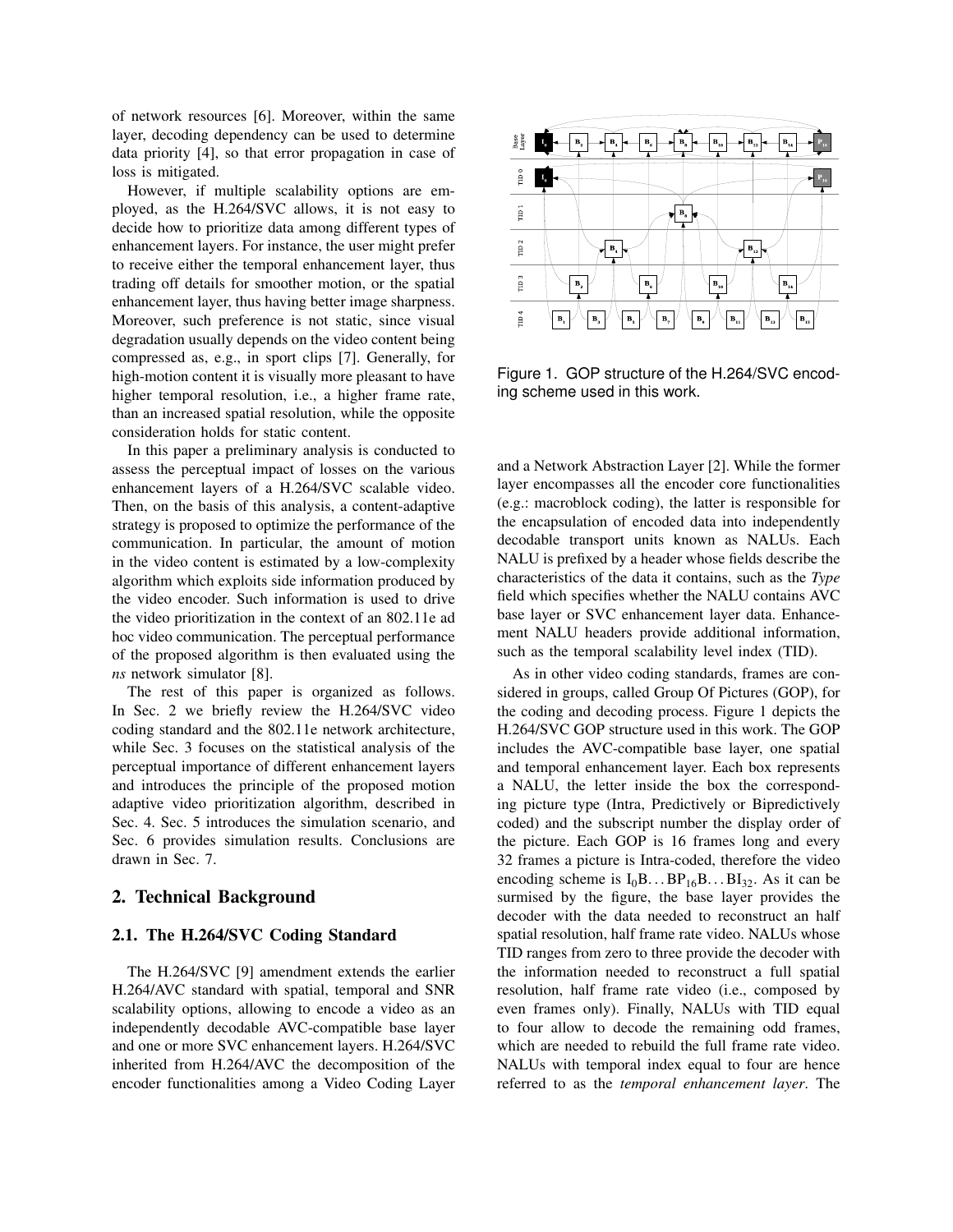of network resources [6]. Moreover, within the same layer, decoding dependency can be used to determine data priority [4], so that error propagation in case of loss is mitigated.

However, if multiple scalability options are employed, as the H.264/SVC allows, it is not easy to decide how to prioritize data among different types of enhancement layers. For instance, the user might prefer to receive either the temporal enhancement layer, thus trading off details for smoother motion, or the spatial enhancement layer, thus having better image sharpness. Moreover, such preference is not static, since visual degradation usually depends on the video content being compressed as, e.g., in sport clips [7]. Generally, for high-motion content it is visually more pleasant to have higher temporal resolution, i.e., a higher frame rate, than an increased spatial resolution, while the opposite consideration holds for static content.

In this paper a preliminary analysis is conducted to assess the perceptual impact of losses on the various enhancement layers of a H.264/SVC scalable video. Then, on the basis of this analysis, a content-adaptive strategy is proposed to optimize the performance of the communication. In particular, the amount of motion in the video content is estimated by a low-complexity algorithm which exploits side information produced by the video encoder. Such information is used to drive the video prioritization in the context of an 802.11e ad hoc video communication. The perceptual performance of the proposed algorithm is then evaluated using the *ns* network simulator [8].

The rest of this paper is organized as follows. In Sec. 2 we briefly review the H.264/SVC video coding standard and the 802.11e network architecture, while Sec. 3 focuses on the statistical analysis of the perceptual importance of different enhancement layers and introduces the principle of the proposed motion adaptive video prioritization algorithm, described in Sec. 4. Sec. 5 introduces the simulation scenario, and Sec. 6 provides simulation results. Conclusions are drawn in Sec. 7.

## 2. Technical Background

### 2.1. The H.264/SVC Coding Standard

The H.264/SVC [9] amendment extends the earlier H.264/AVC standard with spatial, temporal and SNR scalability options, allowing to encode a video as an independently decodable AVC-compatible base layer and one or more SVC enhancement layers. H.264/SVC inherited from H.264/AVC the decomposition of the encoder functionalities among a Video Coding Layer and a Network Abstraction Layer [2]. While the former layer encompasses all the encoder core functionalities (e.g.: macroblock coding), the latter is responsible for the encapsulation of encoded data into independently decodable transport units known as NALUs. Each NALU is prefixed by a header whose fields describe the characteristics of the data it contains, such as the *Type* field which specifies whether the NALU contains AVC base layer or SVC enhancement layer data. Enhancement NALU headers provide additional information, such as the temporal scalability level index (TID).

Figure 1. GOP structure of the H.264/SVC encoding scheme used in this work.

As in other video coding standards, frames are considered in groups, called Group Of Pictures (GOP), for the coding and decoding process. Figure 1 depicts the H.264/SVC GOP structure used in this work. The GOP includes the AVC-compatible base layer, one spatial and temporal enhancement layer. Each box represents a NALU, the letter inside the box the corresponding picture type (Intra, Predictively or Bipredictively coded) and the subscript number the display order of the picture. Each GOP is 16 frames long and every 32 frames a picture is Intra-coded, therefore the video encoding scheme is $I_0B\ldots BP_{16}B\ldots BI_{32}$. As it can be surmised by the figure, the base layer provides the decoder with the data needed to reconstruct an half spatial resolution, half frame rate video. NALUs whose TID ranges from zero to three provide the decoder with the information needed to reconstruct a full spatial resolution, half frame rate video (i.e., composed by even frames only). Finally, NALUs with TID equal to four allow to decode the remaining odd frames, which are needed to rebuild the full frame rate video. NALUs with temporal index equal to four are hence referred to as the *temporal enhancement layer*. The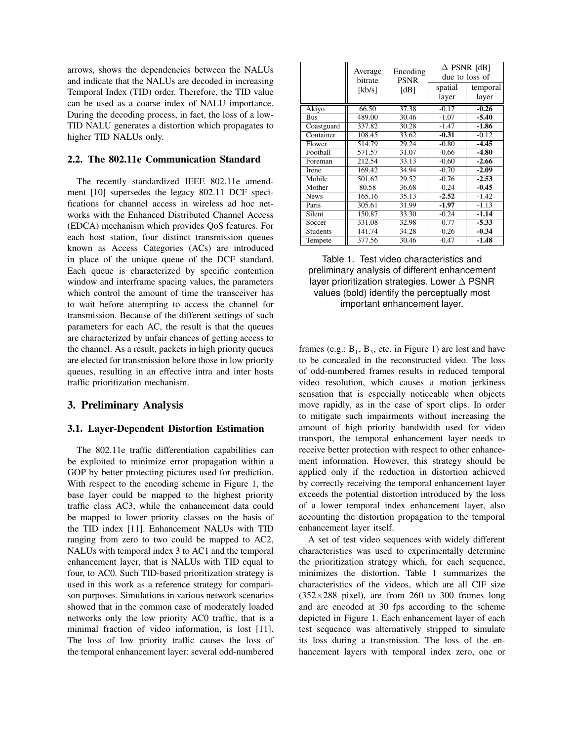arrows, shows the dependencies between the NALUs and indicate that the NALUs are decoded in increasing Temporal Index (TID) order. Therefore, the TID value can be used as a coarse index of NALU importance. During the decoding process, in fact, the loss of a low-TID NALU generates a distortion which propagates to higher TID NALUs only.

### 2.2. The 802.11e Communication Standard

The recently standardized IEEE 802.11e amendment [10] supersedes the legacy 802.11 DCF specifications for channel access in wireless ad hoc networks with the Enhanced Distributed Channel Access (EDCA) mechanism which provides QoS features. For each host station, four distinct transmission queues known as Access Categories (ACs) are introduced in place of the unique queue of the DCF standard. Each queue is characterized by specific contention window and interframe spacing values, the parameters which control the amount of time the transceiver has to wait before attempting to access the channel for transmission. Because of the different settings of such parameters for each AC, the result is that the queues are characterized by unfair chances of getting access to the channel. As a result, packets in high priority queues are elected for transmission before those in low priority queues, resulting in an effective intra and inter hosts traffic prioritization mechanism.

## 3. Preliminary Analysis

### 3.1. Layer-Dependent Distortion Estimation

The 802.11e traffic differentiation capabilities can be exploited to minimize error propagation within a GOP by better protecting pictures used for prediction. With respect to the encoding scheme in Figure 1, the base layer could be mapped to the highest priority traffic class AC3, while the enhancement data could be mapped to lower priority classes on the basis of the TID index [11]. Enhancement NALUs with TID ranging from zero to two could be mapped to AC2, NALUs with temporal index 3 to AC1 and the temporal enhancement layer, that is NALUs with TID equal to four, to AC0. Such TID-based prioritization strategy is used in this work as a reference strategy for comparison purposes. Simulations in various network scenarios showed that in the common case of moderately loaded networks only the low priority AC0 traffic, that is a minimal fraction of video information, is lost [11]. The loss of low priority traffic causes the loss of the temporal enhancement layer: several odd-numbered frames (e.g.: $B_1$, $B_3$, etc. in Figure 1) are lost and have to be concealed in the reconstructed video. The loss of odd-numbered frames results in reduced temporal video resolution, which causes a motion jerkiness sensation that is especially noticeable when objects move rapidly, as in the case of sport clips. In order to mitigate such impairments without increasing the amount of high priority bandwidth used for video transport, the temporal enhancement layer needs to receive better protection with respect to other enhancement information. However, this strategy should be applied only if the reduction in distortion achieved by correctly receiving the temporal enhancement layer exceeds the potential distortion introduced by the loss of a lower temporal index enhancement layer, also accounting the distortion propagation to the temporal enhancement layer itself.

| | Average bitrate [kb/s] | Encoding PSNR [dB] | Δ PSNR [dB] due to loss of | |
|---|---|---|---|---|
| | | | spatial layer | temporal layer |
| Akiyo | 66.50 | 37.38 | -0.17 | **-0.26** |
| Bus | 489.00 | 30.46 | -1.07 | **-5.40** |
| Coastguard | 337.82 | 30.28 | -1.47 | **-1.86** |
| Container | 108.45 | 33.62 | **-0.31** | -0.12 |
| Flower | 514.79 | 29.24 | -0.80 | **-4.45** |
| Football | 571.57 | 31.07 | -0.66 | **-4.80** |
| Foreman | 212.54 | 33.13 | -0.60 | **-2.66** |
| Irene | 169.42 | 34.94 | -0.70 | **-2.09** |
| Mobile | 501.62 | 29.52 | -0.76 | **-2.53** |
| Mother | 80.58 | 36.68 | -0.24 | **-0.45** |
| News | 165.16 | 35.13 | **-2.52** | -1.42 |
| Paris | 305.61 | 31.99 | **-1.97** | -1.13 |
| Silent | 150.87 | 33.30 | -0.24 | **-1.14** |
| Soccer | 331.08 | 32.98 | -0.77 | **-5.33** |
| Students | 141.74 | 34.28 | -0.26 | **-0.34** |
| Tempete | 377.56 | 30.46 | -0.47 | **-1.48** |

Table 1. Test video characteristics and preliminary analysis of different enhancement layer prioritization strategies. Lower Δ PSNR values (bold) identify the perceptually most important enhancement layer.

A set of test video sequences with widely different characteristics was used to experimentally determine the prioritization strategy which, for each sequence, minimizes the distortion. Table 1 summarizes the characteristics of the videos, which are all CIF size ($352\times288$ pixel), are from 260 to 300 frames long and are encoded at 30 fps according to the scheme depicted in Figure 1. Each enhancement layer of each test sequence was alternatively stripped to simulate its loss during a transmission. The loss of the enhancement layers with temporal index zero, one or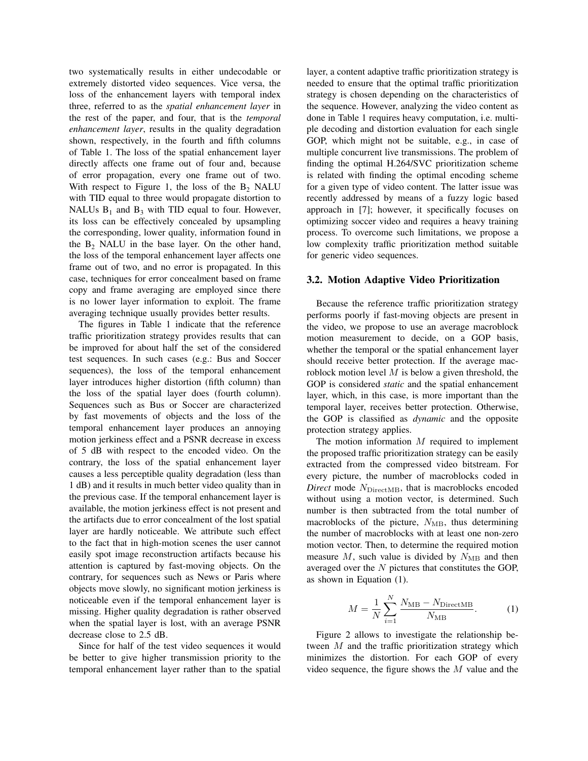two systematically results in either undecodable or extremely distorted video sequences. Vice versa, the loss of the enhancement layers with temporal index three, referred to as the *spatial enhancement layer* in the rest of the paper, and four, that is the *temporal enhancement layer*, results in the quality degradation shown, respectively, in the fourth and fifth columns of Table 1. The loss of the spatial enhancement layer directly affects one frame out of four and, because of error propagation, every one frame out of two. With respect to Figure 1, the loss of the $B_2$ NALU with TID equal to three would propagate distortion to NALUs $B_1$ and $B_3$ with TID equal to four. However, its loss can be effectively concealed by upsampling the corresponding, lower quality, information found in the $B_2$ NALU in the base layer. On the other hand, the loss of the temporal enhancement layer affects one frame out of two, and no error is propagated. In this case, techniques for error concealment based on frame copy and frame averaging are employed since there is no lower layer information to exploit. The frame averaging technique usually provides better results.

The figures in Table 1 indicate that the reference traffic prioritization strategy provides results that can be improved for about half the set of the considered test sequences. In such cases (e.g.: Bus and Soccer sequences), the loss of the temporal enhancement layer introduces higher distortion (fifth column) than the loss of the spatial layer does (fourth column). Sequences such as Bus or Soccer are characterized by fast movements of objects and the loss of the temporal enhancement layer produces an annoying motion jerkiness effect and a PSNR decrease in excess of 5 dB with respect to the encoded video. On the contrary, the loss of the spatial enhancement layer causes a less perceptible quality degradation (less than 1 dB) and it results in much better video quality than in the previous case. If the temporal enhancement layer is available, the motion jerkiness effect is not present and the artifacts due to error concealment of the lost spatial layer are hardly noticeable. We attribute such effect to the fact that in high-motion scenes the user cannot easily spot image reconstruction artifacts because his attention is captured by fast-moving objects. On the contrary, for sequences such as News or Paris where objects move slowly, no significant motion jerkiness is noticeable even if the temporal enhancement layer is missing. Higher quality degradation is rather observed when the spatial layer is lost, with an average PSNR decrease close to 2.5 dB.

Since for half of the test video sequences it would be better to give higher transmission priority to the temporal enhancement layer rather than to the spatial layer, a content adaptive traffic prioritization strategy is needed to ensure that the optimal traffic prioritization strategy is chosen depending on the characteristics of the sequence. However, analyzing the video content as done in Table 1 requires heavy computation, i.e. multiple decoding and distortion evaluation for each single GOP, which might not be suitable, e.g., in case of multiple concurrent live transmissions. The problem of finding the optimal H.264/SVC prioritization scheme is related with finding the optimal encoding scheme for a given type of video content. The latter issue was recently addressed by means of a fuzzy logic based approach in [7]; however, it specifically focuses on optimizing soccer video and requires a heavy training process. To overcome such limitations, we propose a low complexity traffic prioritization method suitable for generic video sequences.

### 3.2. Motion Adaptive Video Prioritization

Because the reference traffic prioritization strategy performs poorly if fast-moving objects are present in the video, we propose to use an average macroblock motion measurement to decide, on a GOP basis, whether the temporal or the spatial enhancement layer should receive better protection. If the average macroblock motion level $M$ is below a given threshold, the GOP is considered *static* and the spatial enhancement layer, which, in this case, is more important than the temporal layer, receives better protection. Otherwise, the GOP is classified as *dynamic* and the opposite protection strategy applies.

The motion information $M$ required to implement the proposed traffic prioritization strategy can be easily extracted from the compressed video bitstream. For every picture, the number of macroblocks coded in ***Direct*** mode $N_{\mathrm{DirectMB}}$, that is macroblocks encoded without using a motion vector, is determined. Such number is then subtracted from the total number of macroblocks of the picture, $N_{\mathrm{MB}}$, thus determining the number of macroblocks with at least one non-zero motion vector. Then, to determine the required motion measure $M$, such value is divided by $N_{\mathrm{MB}}$ and then averaged over the $N$ pictures that constitutes the GOP, as shown in Equation (1).

$$M = \frac{1}{N} \sum_{i=1}^{N} \frac{N_{\mathrm{MB}} - N_{\mathrm{DirectMB}}}{N_{\mathrm{MB}}}. \qquad (1)$$

Figure 2 allows to investigate the relationship between $M$ and the traffic prioritization strategy which minimizes the distortion. For each GOP of every video sequence, the figure shows the $M$ value and the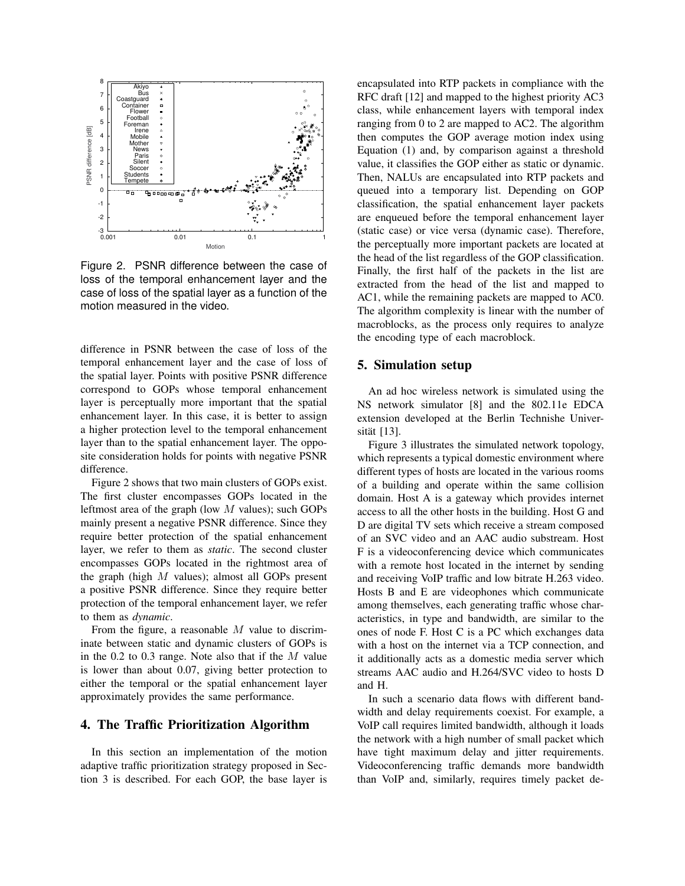Figure 2. PSNR difference between the case of loss of the temporal enhancement layer and the case of loss of the spatial layer as a function of the motion measured in the video.

difference in PSNR between the case of loss of the temporal enhancement layer and the case of loss of the spatial layer. Points with positive PSNR difference correspond to GOPs whose temporal enhancement layer is perceptually more important that the spatial enhancement layer. In this case, it is better to assign a higher protection level to the temporal enhancement layer than to the spatial enhancement layer. The opposite consideration holds for points with negative PSNR difference.

Figure 2 shows that two main clusters of GOPs exist. The first cluster encompasses GOPs located in the leftmost area of the graph (low $M$ values); such GOPs mainly present a negative PSNR difference. Since they require better protection of the spatial enhancement layer, we refer to them as *static*. The second cluster encompasses GOPs located in the rightmost area of the graph (high $M$ values); almost all GOPs present a positive PSNR difference. Since they require better protection of the temporal enhancement layer, we refer to them as *dynamic*.

From the figure, a reasonable $M$ value to discriminate between static and dynamic clusters of GOPs is in the 0.2 to 0.3 range. Note also that if the $M$ value is lower than about 0.07, giving better protection to either the temporal or the spatial enhancement layer approximately provides the same performance.

## 4. The Traffic Prioritization Algorithm

In this section an implementation of the motion adaptive traffic prioritization strategy proposed in Section 3 is described. For each GOP, the base layer is encapsulated into RTP packets in compliance with the RFC draft [12] and mapped to the highest priority AC3 class, while enhancement layers with temporal index ranging from 0 to 2 are mapped to AC2. The algorithm then computes the GOP average motion index using Equation (1) and, by comparison against a threshold value, it classifies the GOP either as static or dynamic. Then, NALUs are encapsulated into RTP packets and queued into a temporary list. Depending on GOP classification, the spatial enhancement layer packets are enqueued before the temporal enhancement layer (static case) or vice versa (dynamic case). Therefore, the perceptually more important packets are located at the head of the list regardless of the GOP classification. Finally, the first half of the packets in the list are extracted from the head of the list and mapped to AC1, while the remaining packets are mapped to AC0. The algorithm complexity is linear with the number of macroblocks, as the process only requires to analyze the encoding type of each macroblock.

## 5. Simulation setup

An ad hoc wireless network is simulated using the NS network simulator [8] and the 802.11e EDCA extension developed at the Berlin Technishe Universität [13].

Figure 3 illustrates the simulated network topology, which represents a typical domestic environment where different types of hosts are located in the various rooms of a building and operate within the same collision domain. Host A is a gateway which provides internet access to all the other hosts in the building. Host G and D are digital TV sets which receive a stream composed of an SVC video and an AAC audio substream. Host F is a videoconferencing device which communicates with a remote host located in the internet by sending and receiving VoIP traffic and low bitrate H.263 video. Hosts B and E are videophones which communicate among themselves, each generating traffic whose characteristics, in type and bandwidth, are similar to the ones of node F. Host C is a PC which exchanges data with a host on the internet via a TCP connection, and it additionally acts as a domestic media server which streams AAC audio and H.264/SVC video to hosts D and H.

In such a scenario data flows with different bandwidth and delay requirements coexist. For example, a VoIP call requires limited bandwidth, although it loads the network with a high number of small packet which have tight maximum delay and jitter requirements. Videoconferencing traffic demands more bandwidth than VoIP and, similarly, requires timely packet de-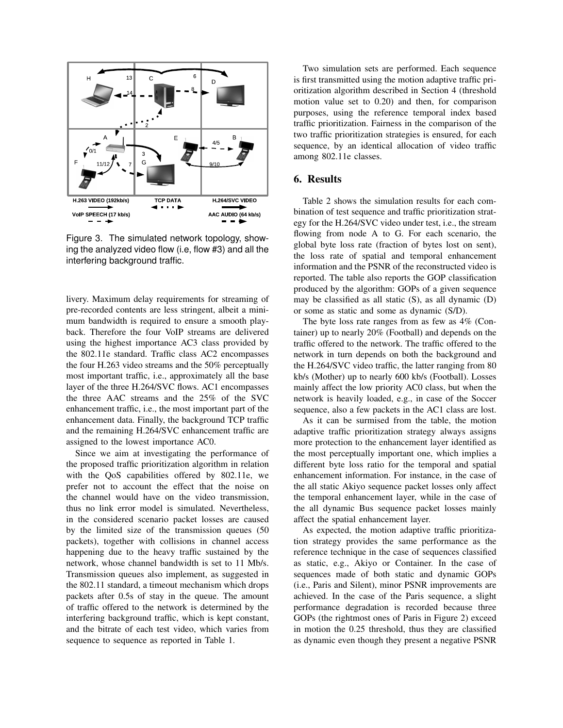Figure 3. The simulated network topology, showing the analyzed video flow (i.e, flow #3) and all the interfering background traffic.

livery. Maximum delay requirements for streaming of pre-recorded contents are less stringent, albeit a minimum bandwidth is required to ensure a smooth playback. Therefore the four VoIP streams are delivered using the highest importance AC3 class provided by the 802.11e standard. Traffic class AC2 encompasses the four H.263 video streams and the 50% perceptually most important traffic, i.e., approximately all the base layer of the three H.264/SVC flows. AC1 encompasses the three AAC streams and the 25% of the SVC enhancement traffic, i.e., the most important part of the enhancement data. Finally, the background TCP traffic and the remaining H.264/SVC enhancement traffic are assigned to the lowest importance AC0.

Since we aim at investigating the performance of the proposed traffic prioritization algorithm in relation with the QoS capabilities offered by 802.11e, we prefer not to account the effect that the noise on the channel would have on the video transmission, thus no link error model is simulated. Nevertheless, in the considered scenario packet losses are caused by the limited size of the transmission queues (50 packets), together with collisions in channel access happening due to the heavy traffic sustained by the network, whose channel bandwidth is set to 11 Mb/s. Transmission queues also implement, as suggested in the 802.11 standard, a timeout mechanism which drops packets after 0.5s of stay in the queue. The amount of traffic offered to the network is determined by the interfering background traffic, which is kept constant, and the bitrate of each test video, which varies from sequence to sequence as reported in Table 1.

Two simulation sets are performed. Each sequence is first transmitted using the motion adaptive traffic prioritization algorithm described in Section 4 (threshold motion value set to 0.20) and then, for comparison purposes, using the reference temporal index based traffic prioritization. Fairness in the comparison of the two traffic prioritization strategies is ensured, for each sequence, by an identical allocation of video traffic among 802.11e classes.

## 6. Results

Table 2 shows the simulation results for each combination of test sequence and traffic prioritization strategy for the H.264/SVC video under test, i.e., the stream flowing from node A to G. For each scenario, the global byte loss rate (fraction of bytes lost on sent), the loss rate of spatial and temporal enhancement information and the PSNR of the reconstructed video is reported. The table also reports the GOP classification produced by the algorithm: GOPs of a given sequence may be classified as all static (S), as all dynamic (D) or some as static and some as dynamic (S/D).

The byte loss rate ranges from as few as 4% (Container) up to nearly 20% (Football) and depends on the traffic offered to the network. The traffic offered to the network in turn depends on both the background and the H.264/SVC video traffic, the latter ranging from 80 kb/s (Mother) up to nearly 600 kb/s (Football). Losses mainly affect the low priority AC0 class, but when the network is heavily loaded, e.g., in case of the Soccer sequence, also a few packets in the AC1 class are lost.

As it can be surmised from the table, the motion adaptive traffic prioritization strategy always assigns more protection to the enhancement layer identified as the most perceptually important one, which implies a different byte loss ratio for the temporal and spatial enhancement information. For instance, in the case of the all static Akiyo sequence packet losses only affect the temporal enhancement layer, while in the case of the all dynamic Bus sequence packet losses mainly affect the spatial enhancement layer.

As expected, the motion adaptive traffic prioritization strategy provides the same performance as the reference technique in the case of sequences classified as static, e.g., Akiyo or Container. In the case of sequences made of both static and dynamic GOPs (i.e., Paris and Silent), minor PSNR improvements are achieved. In the case of the Paris sequence, a slight performance degradation is recorded because three GOPs (the rightmost ones of Paris in Figure 2) exceed in motion the 0.25 threshold, thus they are classified as dynamic even though they present a negative PSNR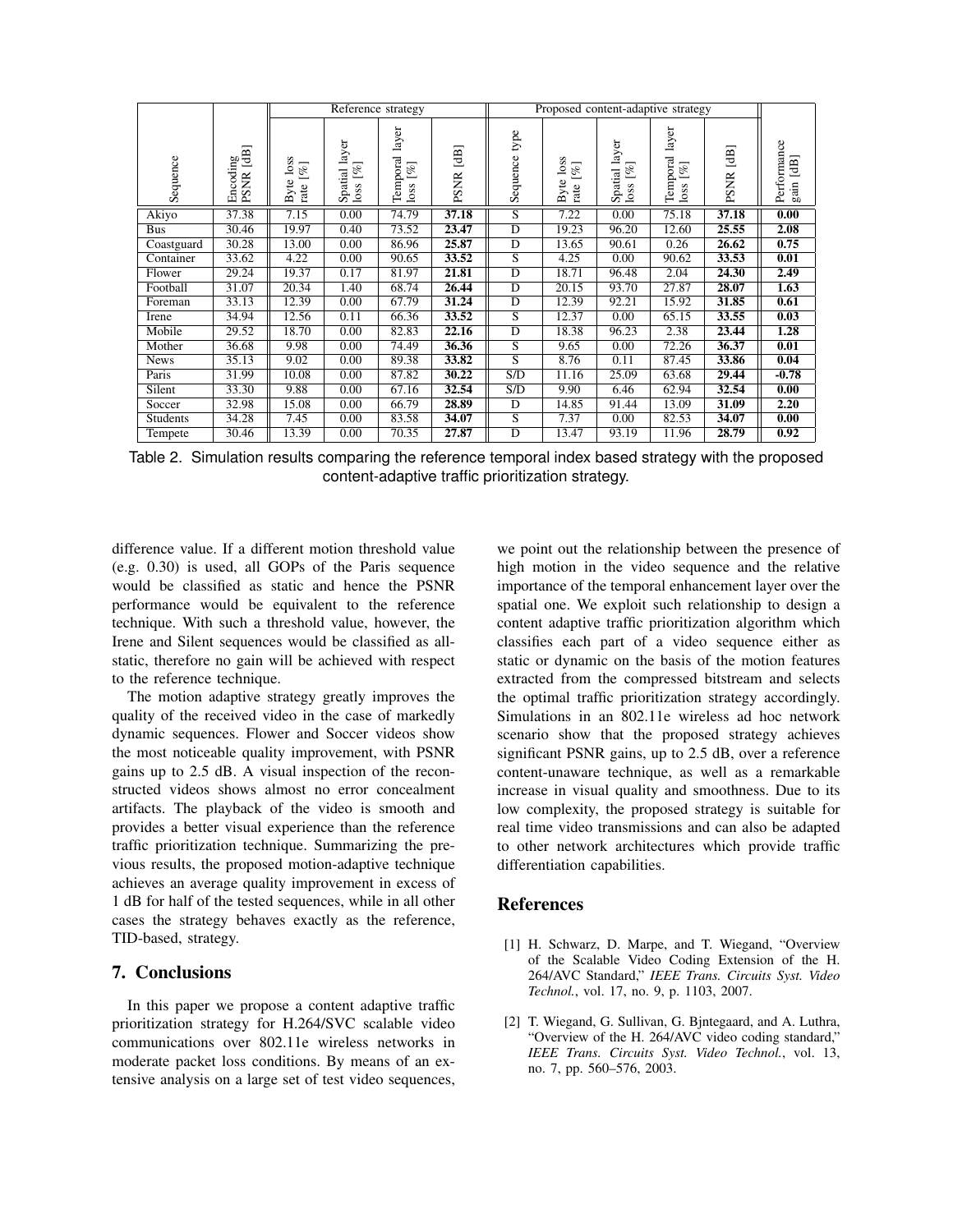| Sequence | Encoding PSNR [dB] | Reference strategy | | | | Proposed content-adaptive strategy | | | | | Performance gain [dB] |
|---|---|---|---|---|---|---|---|---|---|---|---|
| | | Byte loss rate [%] | Spatial layer loss [%] | Temporal layer loss [%] | PSNR [dB] | Sequence type | Byte loss rate [%] | Spatial layer loss [%] | Temporal layer loss [%] | PSNR [dB] | |
| Akiyo | 37.38 | 7.15 | 0.00 | 74.79 | **37.18** | S | 7.22 | 0.00 | 75.18 | **37.18** | **0.00** |
| Bus | 30.46 | 19.97 | 0.40 | 73.52 | **23.47** | D | 19.23 | 96.20 | 12.60 | **25.55** | **2.08** |
| Coastguard | 30.28 | 13.00 | 0.00 | 86.96 | **25.87** | D | 13.65 | 90.61 | 0.26 | **26.62** | **0.75** |
| Container | 33.62 | 4.22 | 0.00 | 90.65 | **33.52** | S | 4.25 | 0.00 | 90.62 | **33.53** | **0.01** |
| Flower | 29.24 | 19.37 | 0.17 | 81.97 | **21.81** | D | 18.71 | 96.48 | 2.04 | **24.30** | **2.49** |
| Football | 31.07 | 20.34 | 1.40 | 68.74 | **26.44** | D | 20.15 | 93.70 | 27.87 | **28.07** | **1.63** |
| Foreman | 33.13 | 12.39 | 0.00 | 67.79 | **31.24** | D | 12.39 | 92.21 | 15.92 | **31.85** | **0.61** |
| Irene | 34.94 | 12.56 | 0.11 | 66.36 | **33.52** | S | 12.37 | 0.00 | 65.15 | **33.55** | **0.03** |
| Mobile | 29.52 | 18.70 | 0.00 | 82.83 | **22.16** | D | 18.38 | 96.23 | 2.38 | **23.44** | **1.28** |
| Mother | 36.68 | 9.98 | 0.00 | 74.49 | **36.36** | S | 9.65 | 0.00 | 72.26 | **36.37** | **0.01** |
| News | 35.13 | 9.02 | 0.00 | 89.38 | **33.82** | S | 8.76 | 0.11 | 87.45 | **33.86** | **0.04** |
| Paris | 31.99 | 10.08 | 0.00 | 87.82 | **30.22** | S/D | 11.16 | 25.09 | 63.68 | **29.44** | **-0.78** |
| Silent | 33.30 | 9.88 | 0.00 | 67.16 | **32.54** | S/D | 9.90 | 6.46 | 62.94 | **32.54** | **0.00** |
| Soccer | 32.98 | 15.08 | 0.00 | 66.79 | **28.89** | D | 14.85 | 91.44 | 13.09 | **31.09** | **2.20** |
| Students | 34.28 | 7.45 | 0.00 | 83.58 | **34.07** | S | 7.37 | 0.00 | 82.53 | **34.07** | **0.00** |
| Tempete | 30.46 | 13.39 | 0.00 | 70.35 | **27.87** | D | 13.47 | 93.19 | 11.96 | **28.79** | **0.92** |

Table 2. Simulation results comparing the reference temporal index based strategy with the proposed content-adaptive traffic prioritization strategy.

difference value. If a different motion threshold value (e.g. 0.30) is used, all GOPs of the Paris sequence would be classified as static and hence the PSNR performance would be equivalent to the reference technique. With such a threshold value, however, the Irene and Silent sequences would be classified as all-static, therefore no gain will be achieved with respect to the reference technique.

The motion adaptive strategy greatly improves the quality of the received video in the case of markedly dynamic sequences. Flower and Soccer videos show the most noticeable quality improvement, with PSNR gains up to 2.5 dB. A visual inspection of the reconstructed videos shows almost no error concealment artifacts. The playback of the video is smooth and provides a better visual experience than the reference traffic prioritization technique. Summarizing the previous results, the proposed motion-adaptive technique achieves an average quality improvement in excess of 1 dB for half of the tested sequences, while in all other cases the strategy behaves exactly as the reference, TID-based, strategy.

## 7. Conclusions

In this paper we propose a content adaptive traffic prioritization strategy for H.264/SVC scalable video communications over 802.11e wireless networks in moderate packet loss conditions. By means of an extensive analysis on a large set of test video sequences, we point out the relationship between the presence of high motion in the video sequence and the relative importance of the temporal enhancement layer over the spatial one. We exploit such relationship to design a content adaptive traffic prioritization algorithm which classifies each part of a video sequence either as static or dynamic on the basis of the motion features extracted from the compressed bitstream and selects the optimal traffic prioritization strategy accordingly. Simulations in an 802.11e wireless ad hoc network scenario show that the proposed strategy achieves significant PSNR gains, up to 2.5 dB, over a reference content-unaware technique, as well as a remarkable increase in visual quality and smoothness. Due to its low complexity, the proposed strategy is suitable for real time video transmissions and can also be adapted to other network architectures which provide traffic differentiation capabilities.

## References

[1] H. Schwarz, D. Marpe, and T. Wiegand, "Overview of the Scalable Video Coding Extension of the H. 264/AVC Standard," *IEEE Trans. Circuits Syst. Video Technol.*, vol. 17, no. 9, p. 1103, 2007.

[2] T. Wiegand, G. Sullivan, G. Bjntegaard, and A. Luthra, "Overview of the H. 264/AVC video coding standard," *IEEE Trans. Circuits Syst. Video Technol.*, vol. 13, no. 7, pp. 560–576, 2003.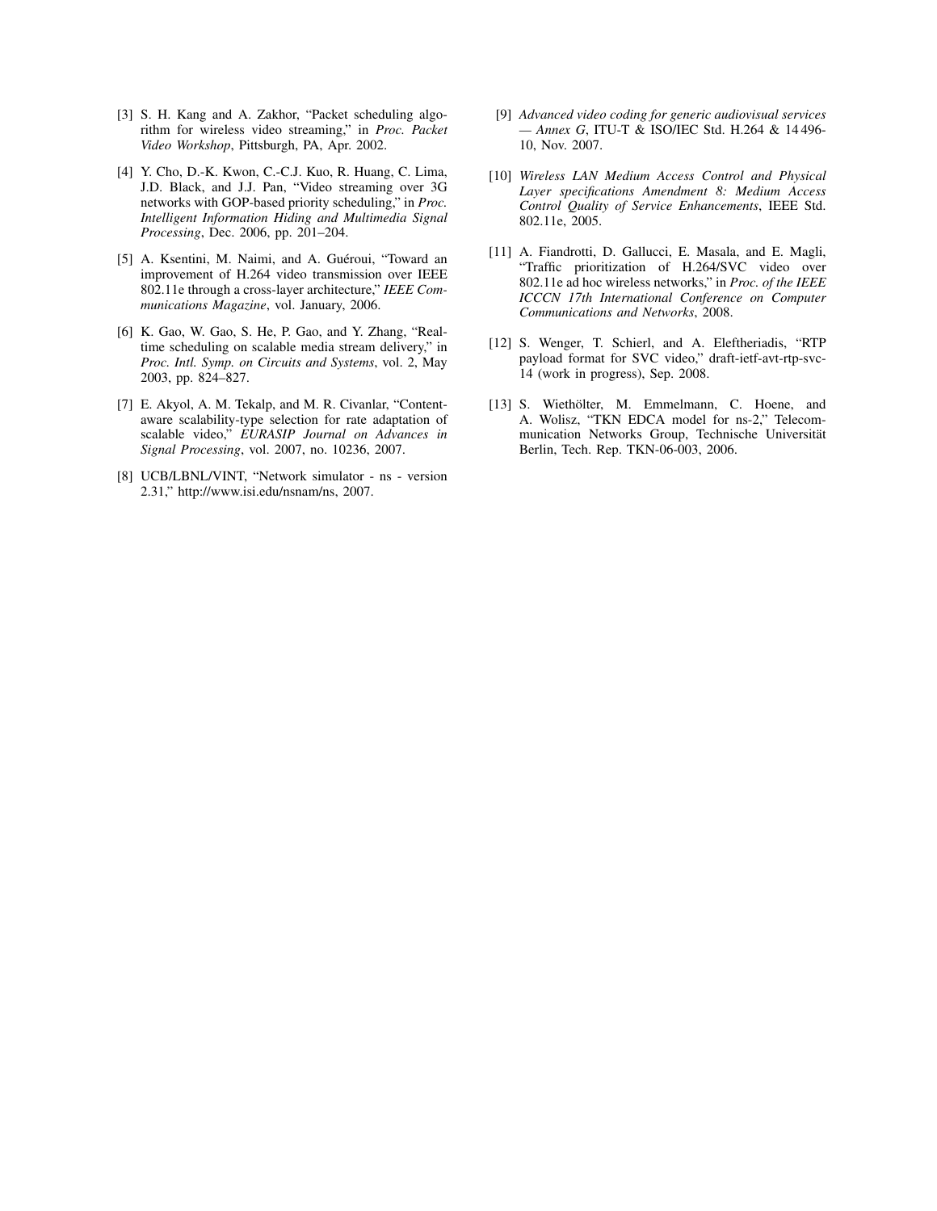[3] S. H. Kang and A. Zakhor, "Packet scheduling algorithm for wireless video streaming," in *Proc. Packet Video Workshop*, Pittsburgh, PA, Apr. 2002.

[4] Y. Cho, D.-K. Kwon, C.-C.J. Kuo, R. Huang, C. Lima, J.D. Black, and J.J. Pan, "Video streaming over 3G networks with GOP-based priority scheduling," in *Proc. Intelligent Information Hiding and Multimedia Signal Processing*, Dec. 2006, pp. 201–204.

[5] A. Ksentini, M. Naimi, and A. Guéroui, "Toward an improvement of H.264 video transmission over IEEE 802.11e through a cross-layer architecture," *IEEE Communications Magazine*, vol. January, 2006.

[6] K. Gao, W. Gao, S. He, P. Gao, and Y. Zhang, "Real-time scheduling on scalable media stream delivery," in *Proc. Intl. Symp. on Circuits and Systems*, vol. 2, May 2003, pp. 824–827.

[7] E. Akyol, A. M. Tekalp, and M. R. Civanlar, "Content-aware scalability-type selection for rate adaptation of scalable video," *EURASIP Journal on Advances in Signal Processing*, vol. 2007, no. 10236, 2007.

[8] UCB/LBNL/VINT, "Network simulator - ns - version 2.31," http://www.isi.edu/nsnam/ns, 2007.

[9] *Advanced video coding for generic audiovisual services — Annex G*, ITU-T & ISO/IEC Std. H.264 & 14 496-10, Nov. 2007.

[10] *Wireless LAN Medium Access Control and Physical Layer specifications Amendment 8: Medium Access Control Quality of Service Enhancements*, IEEE Std. 802.11e, 2005.

[11] A. Fiandrotti, D. Gallucci, E. Masala, and E. Magli, "Traffic prioritization of H.264/SVC video over 802.11e ad hoc wireless networks," in *Proc. of the IEEE ICCCN 17th International Conference on Computer Communications and Networks*, 2008.

[12] S. Wenger, T. Schierl, and A. Eleftheriadis, "RTP payload format for SVC video," draft-ietf-avt-rtp-svc-14 (work in progress), Sep. 2008.

[13] S. Wiethölter, M. Emmelmann, C. Hoene, and A. Wolisz, "TKN EDCA model for ns-2," Telecommunication Networks Group, Technische Universität Berlin, Tech. Rep. TKN-06-003, 2006.